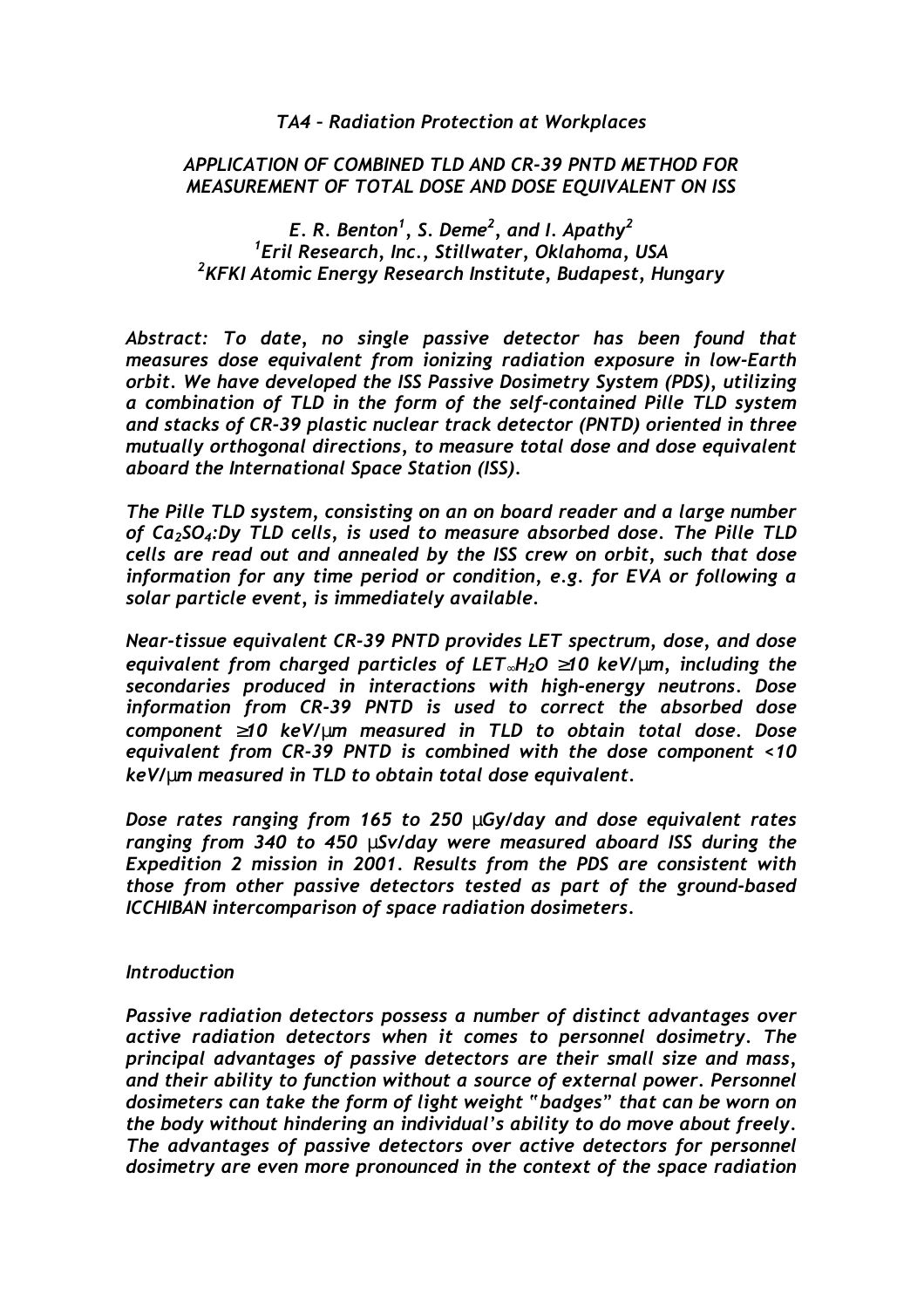*TA4 – Radiation Protection at Workplaces*

# *APPLICATION OF COMBINED TLD AND CR-39 PNTD METHOD FOR MEASUREMENT OF TOTAL DOSE AND DOSE EQUIVALENT ON ISS*

*E. R. Benton[1], S. Deme[2], and I. Apathy[2]*
*[1]Eril Research, Inc., Stillwater, Oklahoma, USA*
*[2]KFKI Atomic Energy Research Institute, Budapest, Hungary*

*Abstract: To date, no single passive detector has been found that measures dose equivalent from ionizing radiation exposure in low-Earth orbit. We have developed the ISS Passive Dosimetry System (PDS), utilizing a combination of TLD in the form of the self-contained Pille TLD system and stacks of CR-39 plastic nuclear track detector (PNTD) oriented in three mutually orthogonal directions, to measure total dose and dose equivalent aboard the International Space Station (ISS).*

*The Pille TLD system, consisting on an on board reader and a large number of $Ca_2SO_4$:Dy TLD cells, is used to measure absorbed dose. The Pille TLD cells are read out and annealed by the ISS crew on orbit, such that dose information for any time period or condition, e.g. for EVA or following a solar particle event, is immediately available.*

*Near-tissue equivalent CR-39 PNTD provides LET spectrum, dose, and dose equivalent from charged particles of $LET_{\infty}H_2O \geq 10$ keV/μm, including the secondaries produced in interactions with high-energy neutrons. Dose information from CR-39 PNTD is used to correct the absorbed dose component ≥10 keV/μm measured in TLD to obtain total dose. Dose equivalent from CR-39 PNTD is combined with the dose component <10 keV/μm measured in TLD to obtain total dose equivalent.*

*Dose rates ranging from 165 to 250 μGy/day and dose equivalent rates ranging from 340 to 450 μSv/day were measured aboard ISS during the Expedition 2 mission in 2001. Results from the PDS are consistent with those from other passive detectors tested as part of the ground-based ICCHIBAN intercomparison of space radiation dosimeters.*

## *Introduction*

*Passive radiation detectors possess a number of distinct advantages over active radiation detectors when it comes to personnel dosimetry. The principal advantages of passive detectors are their small size and mass, and their ability to function without a source of external power. Personnel dosimeters can take the form of light weight "badges" that can be worn on the body without hindering an individual's ability to do move about freely. The advantages of passive detectors over active detectors for personnel dosimetry are even more pronounced in the context of the space radiation*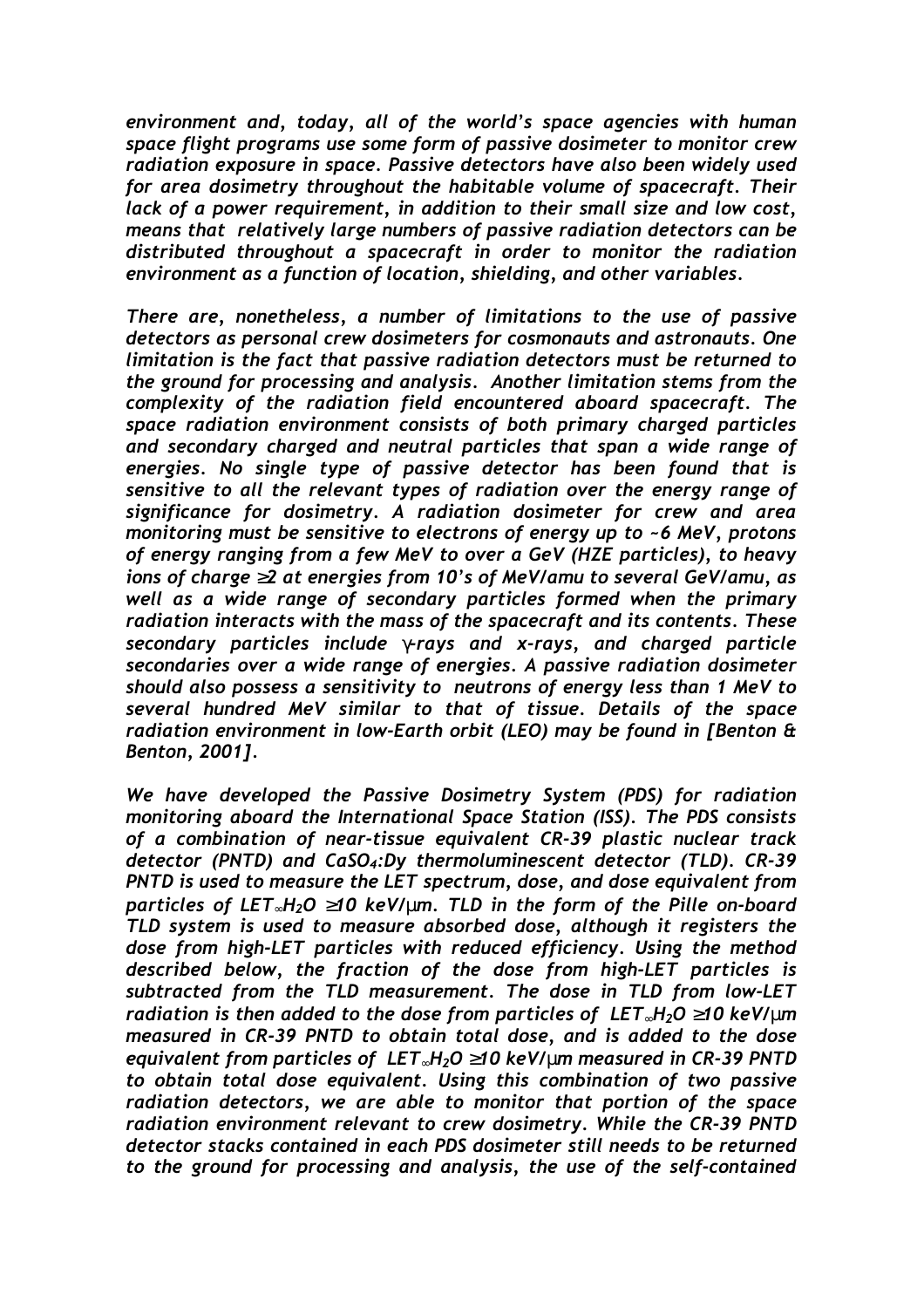*environment and, today, all of the world's space agencies with human space flight programs use some form of passive dosimeter to monitor crew radiation exposure in space. Passive detectors have also been widely used for area dosimetry throughout the habitable volume of spacecraft. Their lack of a power requirement, in addition to their small size and low cost, means that relatively large numbers of passive radiation detectors can be distributed throughout a spacecraft in order to monitor the radiation environment as a function of location, shielding, and other variables.*

*There are, nonetheless, a number of limitations to the use of passive detectors as personal crew dosimeters for cosmonauts and astronauts. One limitation is the fact that passive radiation detectors must be returned to the ground for processing and analysis. Another limitation stems from the complexity of the radiation field encountered aboard spacecraft. The space radiation environment consists of both primary charged particles and secondary charged and neutral particles that span a wide range of energies. No single type of passive detector has been found that is sensitive to all the relevant types of radiation over the energy range of significance for dosimetry. A radiation dosimeter for crew and area monitoring must be sensitive to electrons of energy up to ~6 MeV, protons of energy ranging from a few MeV to over a GeV (HZE particles), to heavy ions of charge ≥2 at energies from 10's of MeV/amu to several GeV/amu, as well as a wide range of secondary particles formed when the primary radiation interacts with the mass of the spacecraft and its contents. These secondary particles include γ-rays and x-rays, and charged particle secondaries over a wide range of energies. A passive radiation dosimeter should also possess a sensitivity to neutrons of energy less than 1 MeV to several hundred MeV similar to that of tissue. Details of the space radiation environment in low-Earth orbit (LEO) may be found in [Benton & Benton, 2001].*

*We have developed the Passive Dosimetry System (PDS) for radiation monitoring aboard the International Space Station (ISS). The PDS consists of a combination of near-tissue equivalent CR-39 plastic nuclear track detector (PNTD) and $CaSO_4$:Dy thermoluminescent detector (TLD). CR-39 PNTD is used to measure the LET spectrum, dose, and dose equivalent from particles of $LET_\infty H_2O \geq 10$ keV/μm. TLD in the form of the Pille on-board TLD system is used to measure absorbed dose, although it registers the dose from high-LET particles with reduced efficiency. Using the method described below, the fraction of the dose from high-LET particles is subtracted from the TLD measurement. The dose in TLD from low-LET radiation is then added to the dose from particles of $LET_\infty H_2O \geq 10$ keV/μm measured in CR-39 PNTD to obtain total dose, and is added to the dose equivalent from particles of $LET_\infty H_2O \geq 10$ keV/μm measured in CR-39 PNTD to obtain total dose equivalent. Using this combination of two passive radiation detectors, we are able to monitor that portion of the space radiation environment relevant to crew dosimetry. While the CR-39 PNTD detector stacks contained in each PDS dosimeter still needs to be returned to the ground for processing and analysis, the use of the self-contained*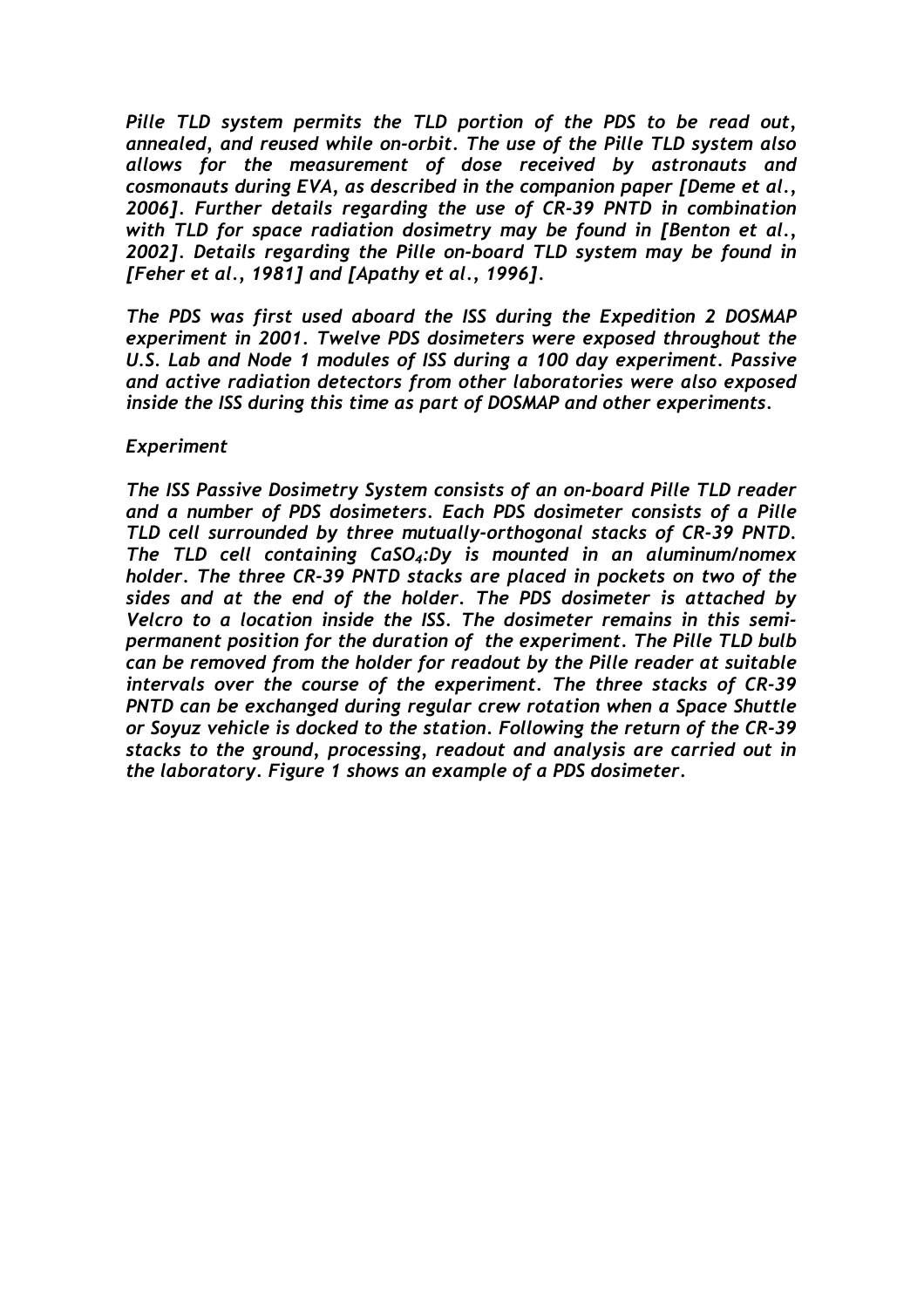*Pille TLD system permits the TLD portion of the PDS to be read out, annealed, and reused while on-orbit. The use of the Pille TLD system also allows for the measurement of dose received by astronauts and cosmonauts during EVA, as described in the companion paper [Deme et al., 2006]. Further details regarding the use of CR-39 PNTD in combination with TLD for space radiation dosimetry may be found in [Benton et al., 2002]. Details regarding the Pille on-board TLD system may be found in [Feher et al., 1981] and [Apathy et al., 1996].*

*The PDS was first used aboard the ISS during the Expedition 2 DOSMAP experiment in 2001. Twelve PDS dosimeters were exposed throughout the U.S. Lab and Node 1 modules of ISS during a 100 day experiment. Passive and active radiation detectors from other laboratories were also exposed inside the ISS during this time as part of DOSMAP and other experiments.*

## *Experiment*

*The ISS Passive Dosimetry System consists of an on-board Pille TLD reader and a number of PDS dosimeters. Each PDS dosimeter consists of a Pille TLD cell surrounded by three mutually-orthogonal stacks of CR-39 PNTD. The TLD cell containing $CaSO_4$:Dy is mounted in an aluminum/nomex holder. The three CR-39 PNTD stacks are placed in pockets on two of the sides and at the end of the holder. The PDS dosimeter is attached by Velcro to a location inside the ISS. The dosimeter remains in this semi-permanent position for the duration of the experiment. The Pille TLD bulb can be removed from the holder for readout by the Pille reader at suitable intervals over the course of the experiment. The three stacks of CR-39 PNTD can be exchanged during regular crew rotation when a Space Shuttle or Soyuz vehicle is docked to the station. Following the return of the CR-39 stacks to the ground, processing, readout and analysis are carried out in the laboratory. Figure 1 shows an example of a PDS dosimeter.*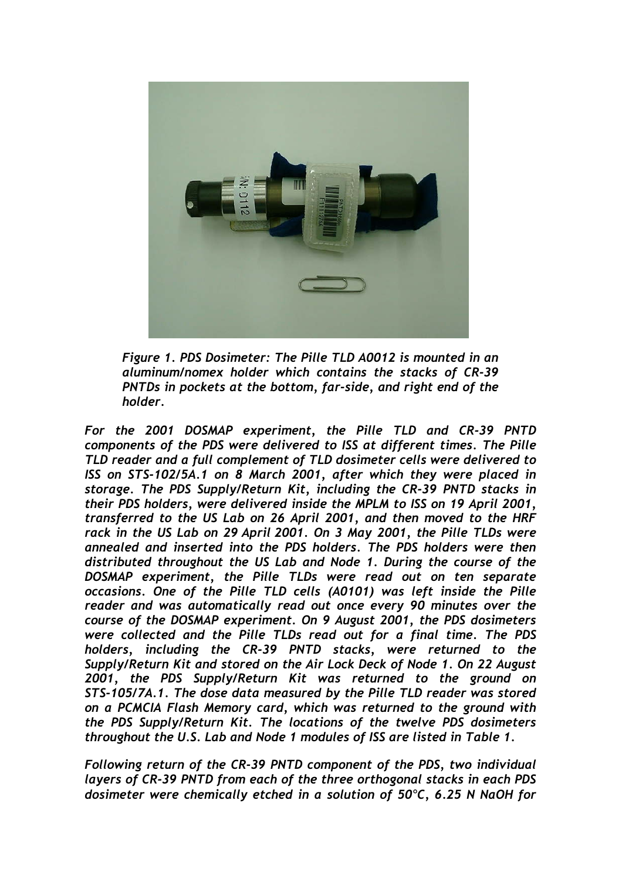*Figure 1. PDS Dosimeter: The Pille TLD A0012 is mounted in an aluminum/nomex holder which contains the stacks of CR-39 PNTDs in pockets at the bottom, far-side, and right end of the holder.*

*For the 2001 DOSMAP experiment, the Pille TLD and CR-39 PNTD components of the PDS were delivered to ISS at different times. The Pille TLD reader and a full complement of TLD dosimeter cells were delivered to ISS on STS-102/5A.1 on 8 March 2001, after which they were placed in storage. The PDS Supply/Return Kit, including the CR-39 PNTD stacks in their PDS holders, were delivered inside the MPLM to ISS on 19 April 2001, transferred to the US Lab on 26 April 2001, and then moved to the HRF rack in the US Lab on 29 April 2001. On 3 May 2001, the Pille TLDs were annealed and inserted into the PDS holders. The PDS holders were then distributed throughout the US Lab and Node 1. During the course of the DOSMAP experiment, the Pille TLDs were read out on ten separate occasions. One of the Pille TLD cells (A0101) was left inside the Pille reader and was automatically read out once every 90 minutes over the course of the DOSMAP experiment. On 9 August 2001, the PDS dosimeters were collected and the Pille TLDs read out for a final time. The PDS holders, including the CR-39 PNTD stacks, were returned to the Supply/Return Kit and stored on the Air Lock Deck of Node 1. On 22 August 2001, the PDS Supply/Return Kit was returned to the ground on STS-105/7A.1. The dose data measured by the Pille TLD reader was stored on a PCMCIA Flash Memory card, which was returned to the ground with the PDS Supply/Return Kit. The locations of the twelve PDS dosimeters throughout the U.S. Lab and Node 1 modules of ISS are listed in Table 1.*

*Following return of the CR-39 PNTD component of the PDS, two individual layers of CR-39 PNTD from each of the three orthogonal stacks in each PDS dosimeter were chemically etched in a solution of 50°C, 6.25 N NaOH for*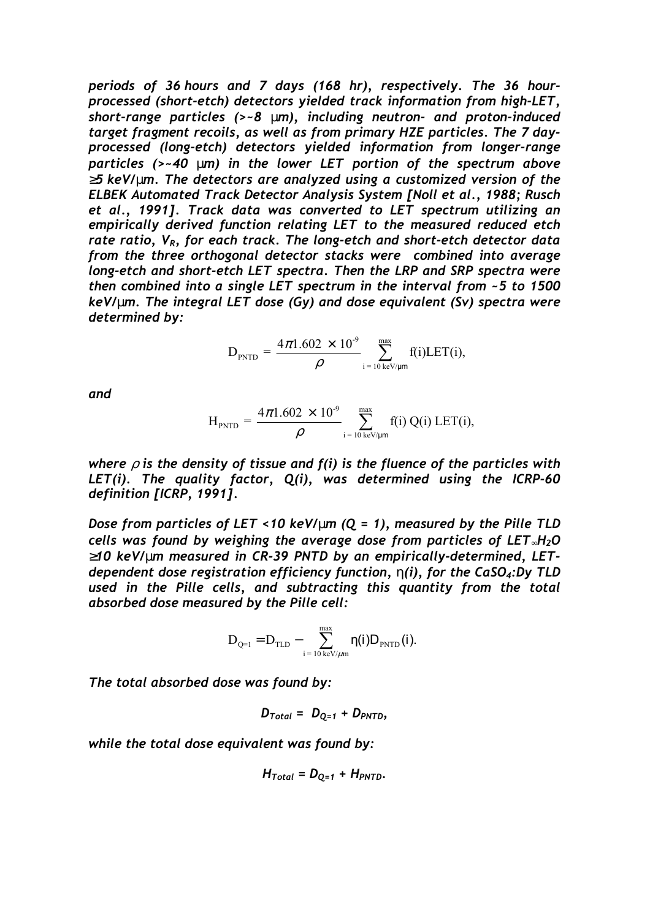*periods of 36 hours and 7 days (168 hr), respectively. The 36 hour-processed (short-etch) detectors yielded track information from high-LET, short-range particles (>~8 μm), including neutron- and proton-induced target fragment recoils, as well as from primary HZE particles. The 7 day-processed (long-etch) detectors yielded information from longer-range particles (>~40 μm) in the lower LET portion of the spectrum above ≥5 keV/μm. The detectors are analyzed using a customized version of the ELBEK Automated Track Detector Analysis System [Noll et al., 1988; Rusch et al., 1991]. Track data was converted to LET spectrum utilizing an empirically derived function relating LET to the measured reduced etch rate ratio, $V_R$, for each track. The long-etch and short-etch detector data from the three orthogonal detector stacks were combined into average long-etch and short-etch LET spectra. Then the LRP and SRP spectra were then combined into a single LET spectrum in the interval from ~5 to 1500 keV/μm. The integral LET dose (Gy) and dose equivalent (Sv) spectra were determined by:*

$$D_{PNTD} = \frac{4\pi 1.602 \times 10^{-9}}{\rho} \sum_{i = 10\ \mathrm{keV/\mu m}}^{\max} f(i)LET(i),$$

*and*

$$H_{PNTD} = \frac{4\pi 1.602 \times 10^{-9}}{\rho} \sum_{i = 10\ \mathrm{keV/\mu m}}^{\max} f(i)\ Q(i)\ LET(i),$$

*where $\rho$ is the density of tissue and f(i) is the fluence of the particles with LET(i). The quality factor, Q(i), was determined using the ICRP-60 definition [ICRP, 1991].*

*Dose from particles of LET <10 keV/μm (Q = 1), measured by the Pille TLD cells was found by weighing the average dose from particles of $LET_{\infty}H_2O$ ≥10 keV/μm measured in CR-39 PNTD by an empirically-determined, LET-dependent dose registration efficiency function, η(i), for the $CaSO_4$:Dy TLD used in the Pille cells, and subtracting this quantity from the total absorbed dose measured by the Pille cell:*

$$D_{Q=1} = D_{TLD} - \sum_{i = 10\ \mathrm{keV/\mu m}}^{\max} \eta(i) D_{PNTD}(i).$$

*The total absorbed dose was found by:*

$$D_{Total} = D_{Q=1} + D_{PNTD},$$

*while the total dose equivalent was found by:*

$$H_{Total} = D_{Q=1} + H_{PNTD}.$$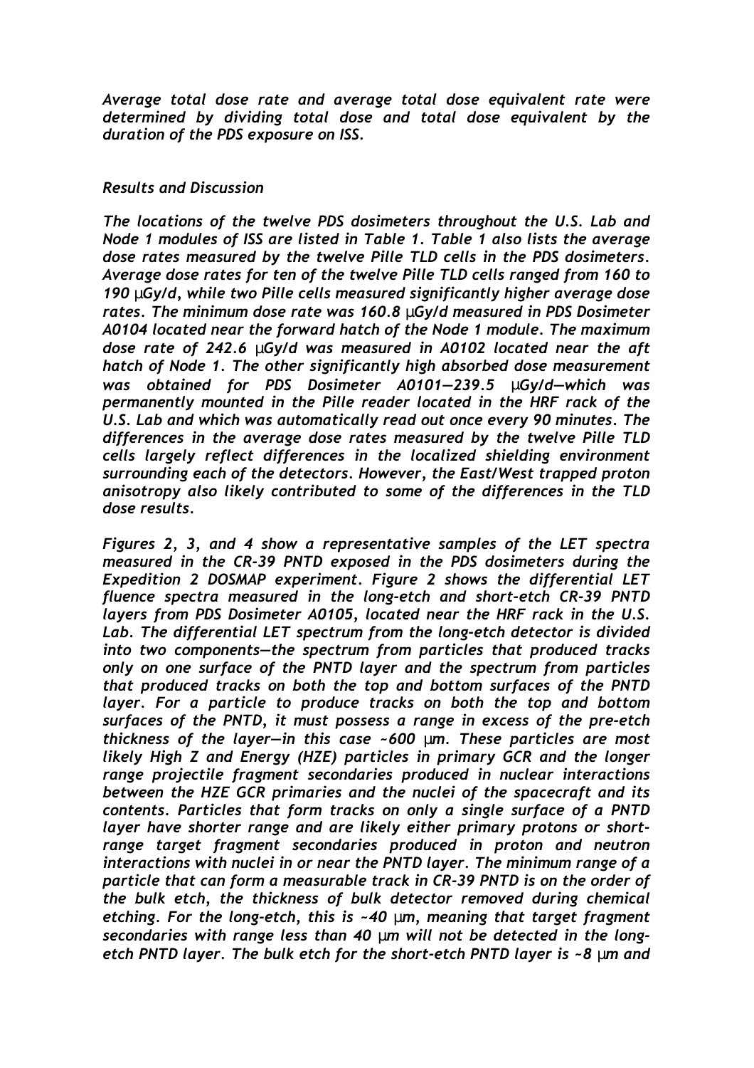*Average total dose rate and average total dose equivalent rate were determined by dividing total dose and total dose equivalent by the duration of the PDS exposure on ISS.*

### *Results and Discussion*

*The locations of the twelve PDS dosimeters throughout the U.S. Lab and Node 1 modules of ISS are listed in Table 1. Table 1 also lists the average dose rates measured by the twelve Pille TLD cells in the PDS dosimeters. Average dose rates for ten of the twelve Pille TLD cells ranged from 160 to 190 μGy/d, while two Pille cells measured significantly higher average dose rates. The minimum dose rate was 160.8 μGy/d measured in PDS Dosimeter A0104 located near the forward hatch of the Node 1 module. The maximum dose rate of 242.6 μGy/d was measured in A0102 located near the aft hatch of Node 1. The other significantly high absorbed dose measurement was obtained for PDS Dosimeter A0101—239.5 μGy/d—which was permanently mounted in the Pille reader located in the HRF rack of the U.S. Lab and which was automatically read out once every 90 minutes. The differences in the average dose rates measured by the twelve Pille TLD cells largely reflect differences in the localized shielding environment surrounding each of the detectors. However, the East/West trapped proton anisotropy also likely contributed to some of the differences in the TLD dose results.*

*Figures 2, 3, and 4 show a representative samples of the LET spectra measured in the CR-39 PNTD exposed in the PDS dosimeters during the Expedition 2 DOSMAP experiment. Figure 2 shows the differential LET fluence spectra measured in the long-etch and short-etch CR-39 PNTD layers from PDS Dosimeter A0105, located near the HRF rack in the U.S. Lab. The differential LET spectrum from the long-etch detector is divided into two components—the spectrum from particles that produced tracks only on one surface of the PNTD layer and the spectrum from particles that produced tracks on both the top and bottom surfaces of the PNTD layer. For a particle to produce tracks on both the top and bottom surfaces of the PNTD, it must possess a range in excess of the pre-etch thickness of the layer—in this case ~600 μm. These particles are most likely High Z and Energy (HZE) particles in primary GCR and the longer range projectile fragment secondaries produced in nuclear interactions between the HZE GCR primaries and the nuclei of the spacecraft and its contents. Particles that form tracks on only a single surface of a PNTD layer have shorter range and are likely either primary protons or short-range target fragment secondaries produced in proton and neutron interactions with nuclei in or near the PNTD layer. The minimum range of a particle that can form a measurable track in CR-39 PNTD is on the order of the bulk etch, the thickness of bulk detector removed during chemical etching. For the long-etch, this is ~40 μm, meaning that target fragment secondaries with range less than 40 μm will not be detected in the long-etch PNTD layer. The bulk etch for the short-etch PNTD layer is ~8 μm and*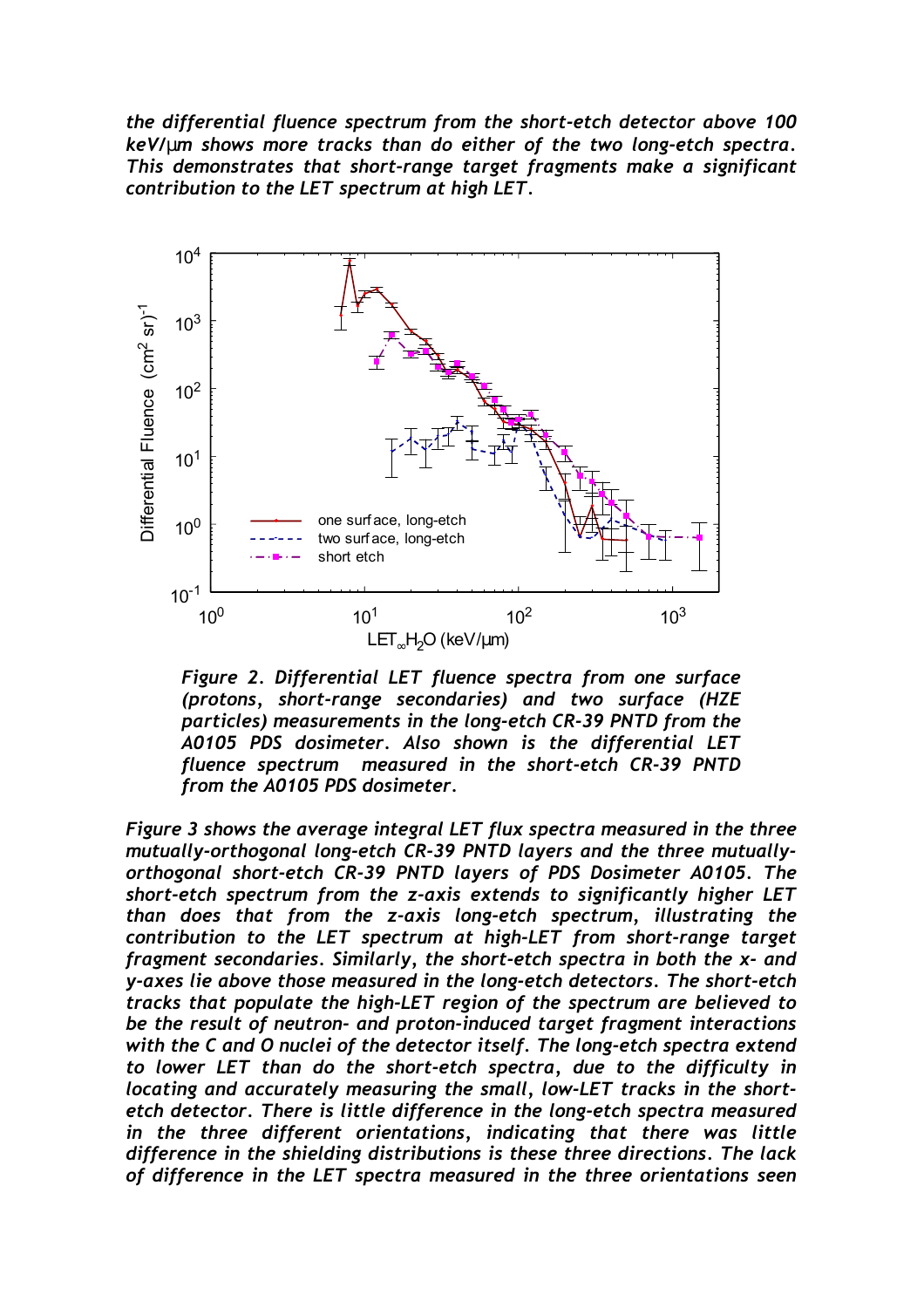*the differential fluence spectrum from the short-etch detector above 100 keV/μm shows more tracks than do either of the two long-etch spectra. This demonstrates that short-range target fragments make a significant contribution to the LET spectrum at high LET.*

*Figure 2. Differential LET fluence spectra from one surface (protons, short-range secondaries) and two surface (HZE particles) measurements in the long-etch CR-39 PNTD from the A0105 PDS dosimeter. Also shown is the differential LET fluence spectrum measured in the short-etch CR-39 PNTD from the A0105 PDS dosimeter.*

*Figure 3 shows the average integral LET flux spectra measured in the three mutually-orthogonal long-etch CR-39 PNTD layers and the three mutually-orthogonal short-etch CR-39 PNTD layers of PDS Dosimeter A0105. The short-etch spectrum from the z-axis extends to significantly higher LET than does that from the z-axis long-etch spectrum, illustrating the contribution to the LET spectrum at high-LET from short-range target fragment secondaries. Similarly, the short-etch spectra in both the x- and y-axes lie above those measured in the long-etch detectors. The short-etch tracks that populate the high-LET region of the spectrum are believed to be the result of neutron- and proton-induced target fragment interactions with the C and O nuclei of the detector itself. The long-etch spectra extend to lower LET than do the short-etch spectra, due to the difficulty in locating and accurately measuring the small, low-LET tracks in the short-etch detector. There is little difference in the long-etch spectra measured in the three different orientations, indicating that there was little difference in the shielding distributions is these three directions. The lack of difference in the LET spectra measured in the three orientations seen*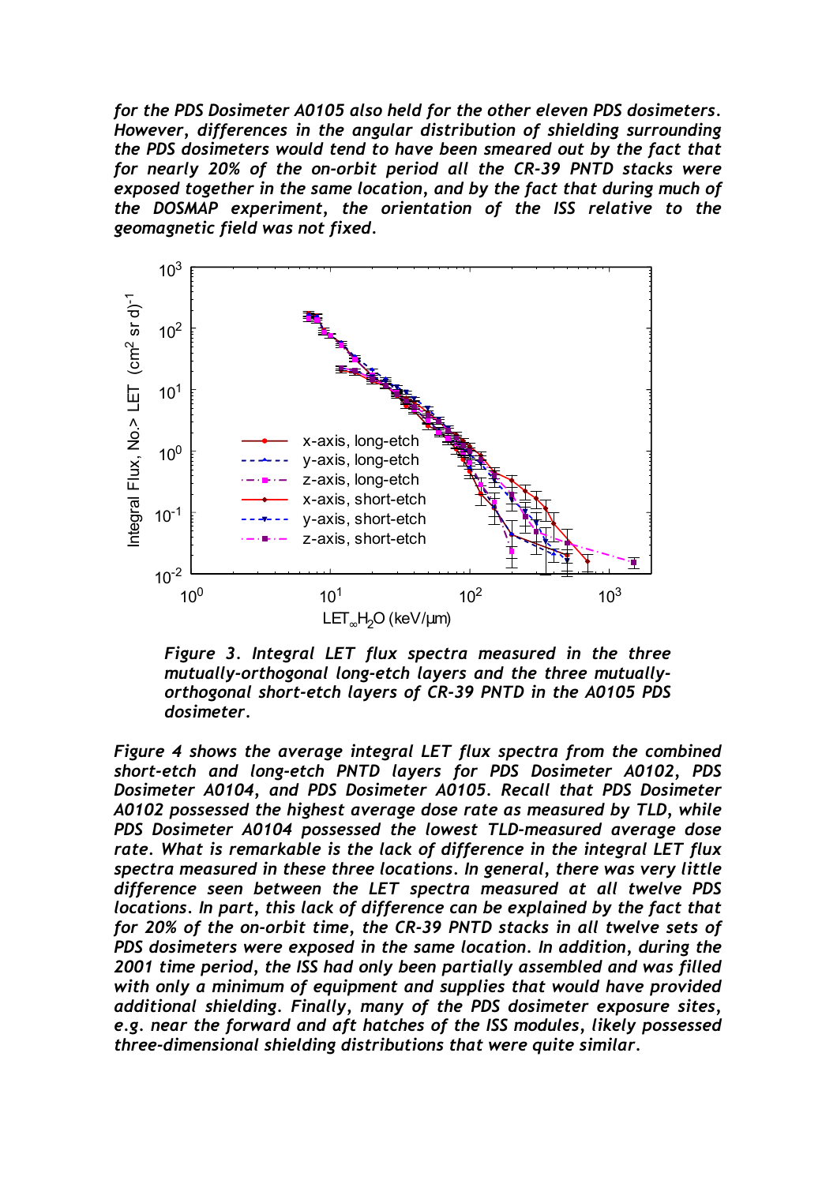*for the PDS Dosimeter A0105 also held for the other eleven PDS dosimeters. However, differences in the angular distribution of shielding surrounding the PDS dosimeters would tend to have been smeared out by the fact that for nearly 20% of the on-orbit period all the CR-39 PNTD stacks were exposed together in the same location, and by the fact that during much of the DOSMAP experiment, the orientation of the ISS relative to the geomagnetic field was not fixed.*

*Figure 3. Integral LET flux spectra measured in the three mutually-orthogonal long-etch layers and the three mutually-orthogonal short-etch layers of CR-39 PNTD in the A0105 PDS dosimeter.*

*Figure 4 shows the average integral LET flux spectra from the combined short-etch and long-etch PNTD layers for PDS Dosimeter A0102, PDS Dosimeter A0104, and PDS Dosimeter A0105. Recall that PDS Dosimeter A0102 possessed the highest average dose rate as measured by TLD, while PDS Dosimeter A0104 possessed the lowest TLD-measured average dose rate. What is remarkable is the lack of difference in the integral LET flux spectra measured in these three locations. In general, there was very little difference seen between the LET spectra measured at all twelve PDS locations. In part, this lack of difference can be explained by the fact that for 20% of the on-orbit time, the CR-39 PNTD stacks in all twelve sets of PDS dosimeters were exposed in the same location. In addition, during the 2001 time period, the ISS had only been partially assembled and was filled with only a minimum of equipment and supplies that would have provided additional shielding. Finally, many of the PDS dosimeter exposure sites, e.g. near the forward and aft hatches of the ISS modules, likely possessed three-dimensional shielding distributions that were quite similar.*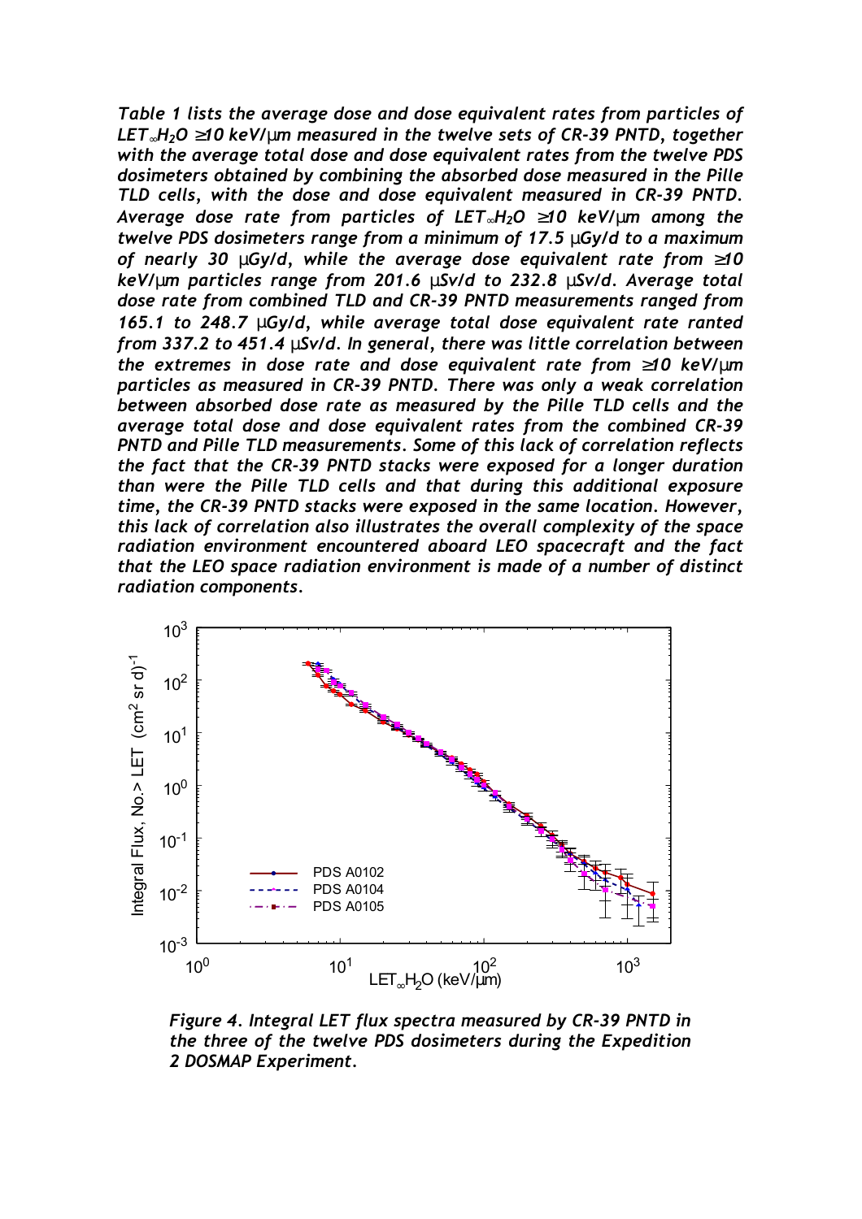*Table 1 lists the average dose and dose equivalent rates from particles of $LET_\infty H_2O \geq 10$ keV/μm measured in the twelve sets of CR-39 PNTD, together with the average total dose and dose equivalent rates from the twelve PDS dosimeters obtained by combining the absorbed dose measured in the Pille TLD cells, with the dose and dose equivalent measured in CR-39 PNTD. Average dose rate from particles of $LET_\infty H_2O \geq 10$ keV/μm among the twelve PDS dosimeters range from a minimum of 17.5 μGy/d to a maximum of nearly 30 μGy/d, while the average dose equivalent rate from ≥10 keV/μm particles range from 201.6 μSv/d to 232.8 μSv/d. Average total dose rate from combined TLD and CR-39 PNTD measurements ranged from 165.1 to 248.7 μGy/d, while average total dose equivalent rate ranted from 337.2 to 451.4 μSv/d. In general, there was little correlation between the extremes in dose rate and dose equivalent rate from ≥10 keV/μm particles as measured in CR-39 PNTD. There was only a weak correlation between absorbed dose rate as measured by the Pille TLD cells and the average total dose and dose equivalent rates from the combined CR-39 PNTD and Pille TLD measurements. Some of this lack of correlation reflects the fact that the CR-39 PNTD stacks were exposed for a longer duration than were the Pille TLD cells and that during this additional exposure time, the CR-39 PNTD stacks were exposed in the same location. However, this lack of correlation also illustrates the overall complexity of the space radiation environment encountered aboard LEO spacecraft and the fact that the LEO space radiation environment is made of a number of distinct radiation components.*

*Figure 4. Integral LET flux spectra measured by CR-39 PNTD in the three of the twelve PDS dosimeters during the Expedition 2 DOSMAP Experiment.*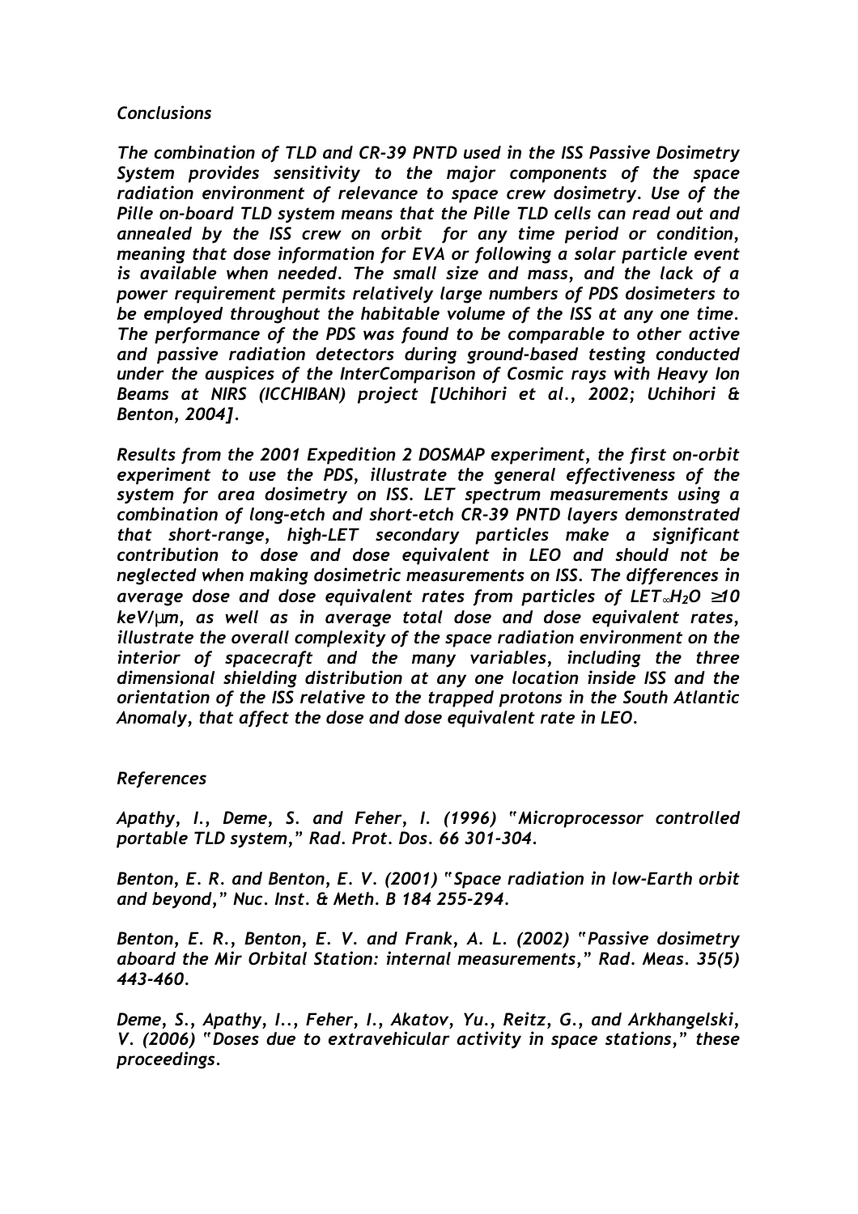*Conclusions*

*The combination of TLD and CR-39 PNTD used in the ISS Passive Dosimetry System provides sensitivity to the major components of the space radiation environment of relevance to space crew dosimetry. Use of the Pille on-board TLD system means that the Pille TLD cells can read out and annealed by the ISS crew on orbit for any time period or condition, meaning that dose information for EVA or following a solar particle event is available when needed. The small size and mass, and the lack of a power requirement permits relatively large numbers of PDS dosimeters to be employed throughout the habitable volume of the ISS at any one time. The performance of the PDS was found to be comparable to other active and passive radiation detectors during ground-based testing conducted under the auspices of the InterComparison of Cosmic rays with Heavy Ion Beams at NIRS (ICCHIBAN) project [Uchihori et al., 2002; Uchihori & Benton, 2004].*

*Results from the 2001 Expedition 2 DOSMAP experiment, the first on-orbit experiment to use the PDS, illustrate the general effectiveness of the system for area dosimetry on ISS. LET spectrum measurements using a combination of long-etch and short-etch CR-39 PNTD layers demonstrated that short-range, high-LET secondary particles make a significant contribution to dose and dose equivalent in LEO and should not be neglected when making dosimetric measurements on ISS. The differences in average dose and dose equivalent rates from particles of $LET_{\infty}H_2O \geq 10$ keV/μm, as well as in average total dose and dose equivalent rates, illustrate the overall complexity of the space radiation environment on the interior of spacecraft and the many variables, including the three dimensional shielding distribution at any one location inside ISS and the orientation of the ISS relative to the trapped protons in the South Atlantic Anomaly, that affect the dose and dose equivalent rate in LEO.*

*References*

*Apathy, I., Deme, S. and Feher, I. (1996) "Microprocessor controlled portable TLD system," Rad. Prot. Dos. 66 301-304.*

*Benton, E. R. and Benton, E. V. (2001) "Space radiation in low-Earth orbit and beyond," Nuc. Inst. & Meth. B 184 255-294.*

*Benton, E. R., Benton, E. V. and Frank, A. L. (2002) "Passive dosimetry aboard the Mir Orbital Station: internal measurements," Rad. Meas. 35(5) 443-460.*

*Deme, S., Apathy, I.., Feher, I., Akatov, Yu., Reitz, G., and Arkhangelski, V. (2006) "Doses due to extravehicular activity in space stations," these proceedings.*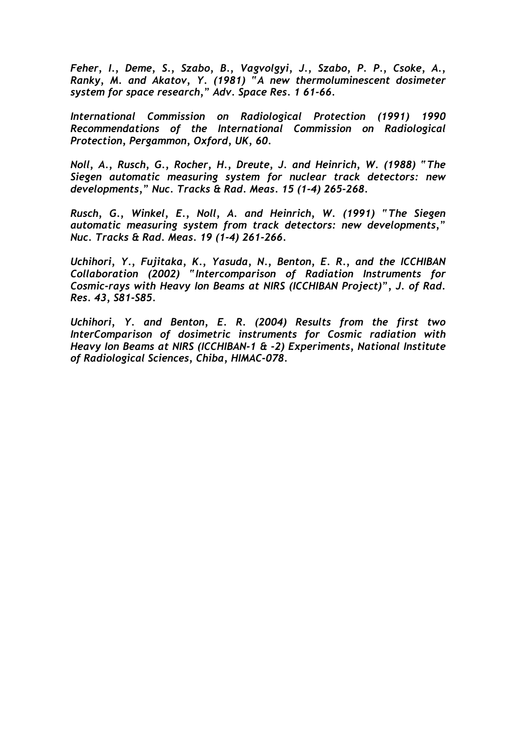*Feher, I., Deme, S., Szabo, B., Vagvolgyi, J., Szabo, P. P., Csoke, A., Ranky, M. and Akatov, Y. (1981) "A new thermoluminescent dosimeter system for space research," Adv. Space Res. 1 61-66.*

*International Commission on Radiological Protection (1991) 1990 Recommendations of the International Commission on Radiological Protection, Pergammon, Oxford, UK, 60.*

*Noll, A., Rusch, G., Rocher, H., Dreute, J. and Heinrich, W. (1988) "The Siegen automatic measuring system for nuclear track detectors: new developments," Nuc. Tracks & Rad. Meas. 15 (1-4) 265-268.*

*Rusch, G., Winkel, E., Noll, A. and Heinrich, W. (1991) "The Siegen automatic measuring system from track detectors: new developments," Nuc. Tracks & Rad. Meas. 19 (1-4) 261-266.*

*Uchihori, Y., Fujitaka, K., Yasuda, N., Benton, E. R., and the ICCHIBAN Collaboration (2002) "Intercomparison of Radiation Instruments for Cosmic-rays with Heavy Ion Beams at NIRS (ICCHIBAN Project)", J. of Rad. Res. 43, S81-S85.*

*Uchihori, Y. and Benton, E. R. (2004) Results from the first two InterComparison of dosimetric instruments for Cosmic radiation with Heavy Ion Beams at NIRS (ICCHIBAN-1 & -2) Experiments, National Institute of Radiological Sciences, Chiba, HIMAC-078.*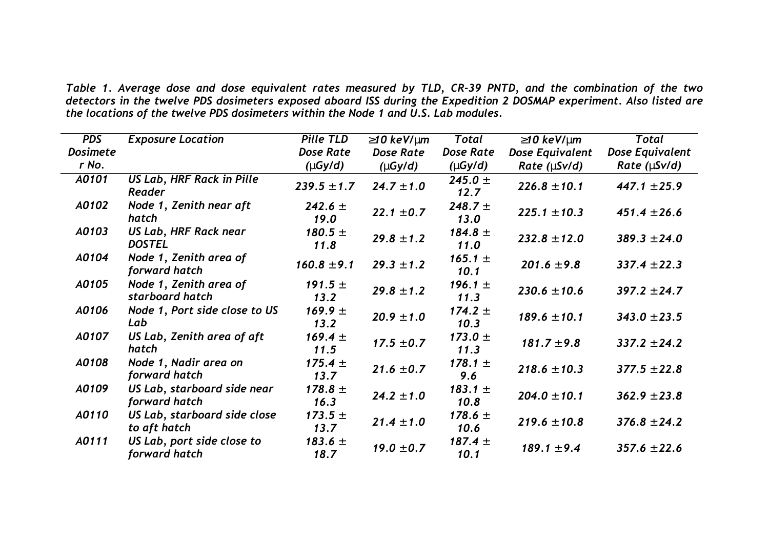*Table 1. Average dose and dose equivalent rates measured by TLD, CR-39 PNTD, and the combination of the two detectors in the twelve PDS dosimeters exposed aboard ISS during the Expedition 2 DOSMAP experiment. Also listed are the locations of the twelve PDS dosimeters within the Node 1 and U.S. Lab modules.*

| PDS Dosimeter No. | Exposure Location | Pille TLD Dose Rate (μGy/d) | ≥10 keV/μm Dose Rate (μGy/d) | Total Dose Rate (μGy/d) | ≥10 keV/μm Dose Equivalent Rate (μSv/d) | Total Dose Equivalent Rate (μSv/d) |
|---|---|---|---|---|---|---|
| A0101 | US Lab, HRF Rack in Pille Reader | 239.5 ±1.7 | 24.7 ±1.0 | 245.0 ± 12.7 | 226.8 ±10.1 | 447.1 ±25.9 |
| A0102 | Node 1, Zenith near aft hatch | 242.6 ± 19.0 | 22.1 ±0.7 | 248.7 ± 13.0 | 225.1 ±10.3 | 451.4 ±26.6 |
| A0103 | US Lab, HRF Rack near DOSTEL | 180.5 ± 11.8 | 29.8 ±1.2 | 184.8 ± 11.0 | 232.8 ±12.0 | 389.3 ±24.0 |
| A0104 | Node 1, Zenith area of forward hatch | 160.8 ±9.1 | 29.3 ±1.2 | 165.1 ± 10.1 | 201.6 ±9.8 | 337.4 ±22.3 |
| A0105 | Node 1, Zenith area of starboard hatch | 191.5 ± 13.2 | 29.8 ±1.2 | 196.1 ± 11.3 | 230.6 ±10.6 | 397.2 ±24.7 |
| A0106 | Node 1, Port side close to US Lab | 169.9 ± 13.2 | 20.9 ±1.0 | 174.2 ± 10.3 | 189.6 ±10.1 | 343.0 ±23.5 |
| A0107 | US Lab, Zenith area of aft hatch | 169.4 ± 11.5 | 17.5 ±0.7 | 173.0 ± 11.3 | 181.7 ±9.8 | 337.2 ±24.2 |
| A0108 | Node 1, Nadir area on forward hatch | 175.4 ± 13.7 | 21.6 ±0.7 | 178.1 ± 9.6 | 218.6 ±10.3 | 377.5 ±22.8 |
| A0109 | US Lab, starboard side near forward hatch | 178.8 ± 16.3 | 24.2 ±1.0 | 183.1 ± 10.8 | 204.0 ±10.1 | 362.9 ±23.8 |
| A0110 | US Lab, starboard side close to aft hatch | 173.5 ± 13.7 | 21.4 ±1.0 | 178.6 ± 10.6 | 219.6 ±10.8 | 376.8 ±24.2 |
| A0111 | US Lab, port side close to forward hatch | 183.6 ± 18.7 | 19.0 ±0.7 | 187.4 ± 10.1 | 189.1 ±9.4 | 357.6 ±22.6 |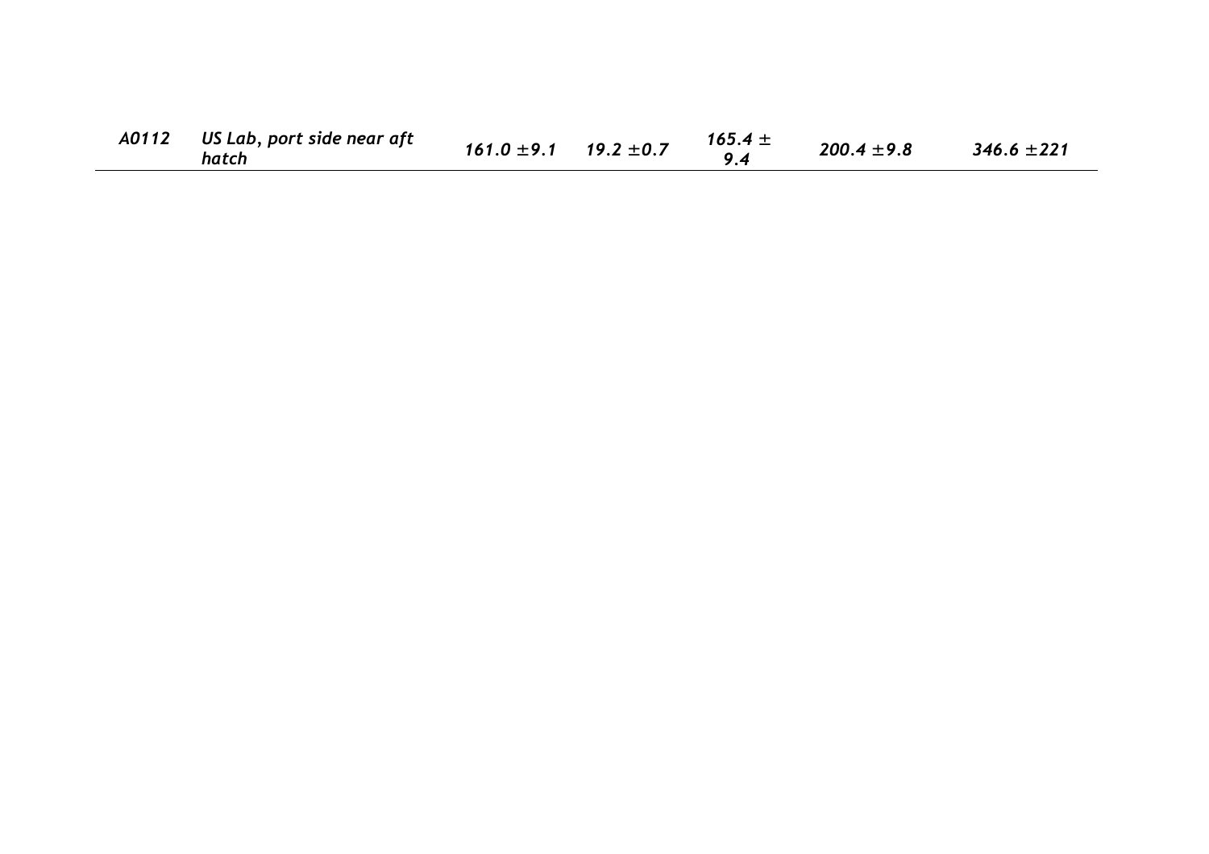| | | | | | | |
|---|---|---|---|---|---|---|
| *A0112* | *US Lab, port side near aft hatch* | *161.0 ±9.1* | *19.2 ±0.7* | *165.4 ± 9.4* | *200.4 ±9.8* | *346.6 ±221* |